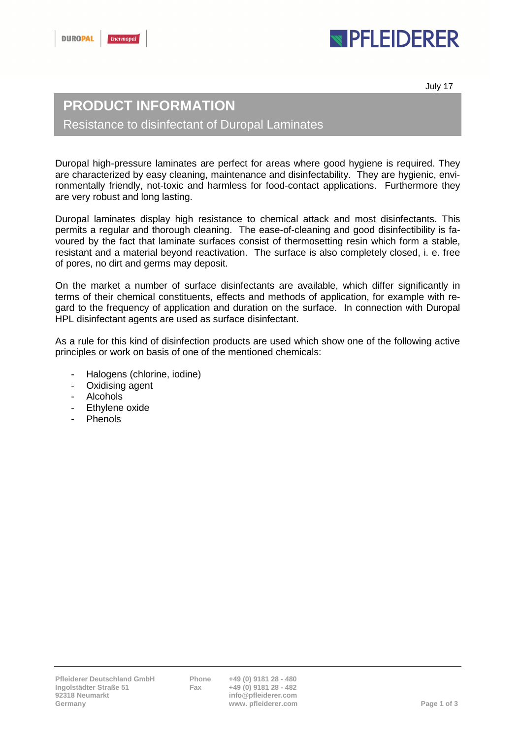July 17

# PRODUCT INFORMATION

## Resistance to disinfectant of Duropal Laminates

Duropal high-pressure laminates are perfect for areas where good hygiene is required. They are characterized by easy cleaning, maintenance and disinfectability. They are hygienic, environmentally friendly, not-toxic and harmless for food-contact applications. Furthermore they are very robust and long lasting.

Duropal laminates display high resistance to chemical attack and most disinfectants. This permits a regular and thorough cleaning. The ease-of-cleaning and good disinfectibility is favoured by the fact that laminate surfaces consist of thermosetting resin which form a stable, resistant and a material beyond reactivation. The surface is also completely closed, i. e. free of pores, no dirt and germs may deposit.

On the market a number of surface disinfectants are available, which differ significantly in terms of their chemical constituents, effects and methods of application, for example with regard to the frequency of application and duration on the surface. In connection with Duropal HPL disinfectant agents are used as surface disinfectant.

As a rule for this kind of disinfection products are used which show one of the following active principles or work on basis of one of the mentioned chemicals:

- Halogens (chlorine, iodine)
- Oxidising agent
- Alcohols
- Ethylene oxide
- Phenols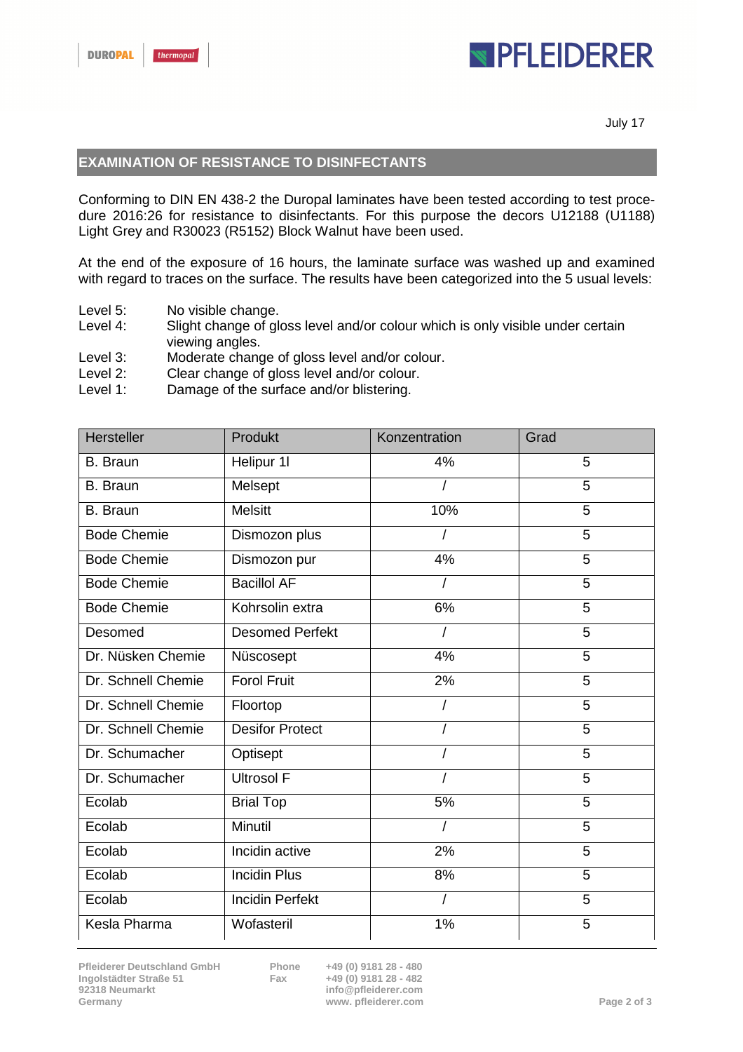July 17

## EXAMINATION OF RESISTANCE TO DISINFECTANTS

Conforming to DIN EN 438-2 the Duropal laminates have been tested according to test procedure 2016:26 for resistance to disinfectants. For this purpose the decors U12188 (U1188) Light Grey and R30023 (R5152) Block Walnut have been used.

At the end of the exposure of 16 hours, the laminate surface was washed up and examined with regard to traces on the surface. The results have been categorized into the 5 usual levels:

- Level 5: No visible change.
- Level 4: Slight change of gloss level and/or colour which is only visible under certain viewing angles.
- Level 3: Moderate change of gloss level and/or colour.
- Level 2: Clear change of gloss level and/or colour.
- Level 1: Damage of the surface and/or blistering.

| Hersteller | Produkt | Konzentration | Grad |
|---|---|---|---|
| B. Braun | Helipur 1l | 4% | 5 |
| B. Braun | Melsept | / | 5 |
| B. Braun | Melsitt | 10% | 5 |
| Bode Chemie | Dismozon plus | / | 5 |
| Bode Chemie | Dismozon pur | 4% | 5 |
| Bode Chemie | Bacillol AF | / | 5 |
| Bode Chemie | Kohrsolin extra | 6% | 5 |
| Desomed | Desomed Perfekt | / | 5 |
| Dr. Nüsken Chemie | Nüscosept | 4% | 5 |
| Dr. Schnell Chemie | Forol Fruit | 2% | 5 |
| Dr. Schnell Chemie | Floortop | / | 5 |
| Dr. Schnell Chemie | Desifor Protect | / | 5 |
| Dr. Schumacher | Optisept | / | 5 |
| Dr. Schumacher | Ultrosol F | / | 5 |
| Ecolab | Brial Top | 5% | 5 |
| Ecolab | Minutil | / | 5 |
| Ecolab | Incidin active | 2% | 5 |
| Ecolab | Incidin Plus | 8% | 5 |
| Ecolab | Incidin Perfekt | / | 5 |
| Kesla Pharma | Wofasteril | 1% | 5 |

Pfleiderer Deutschland GmbH
Ingolstädter Straße 51
92318 Neumarkt
Germany

Phone +49 (0) 9181 28 - 480
Fax +49 (0) 9181 28 - 482
info@pfleiderer.com
www. pfleiderer.com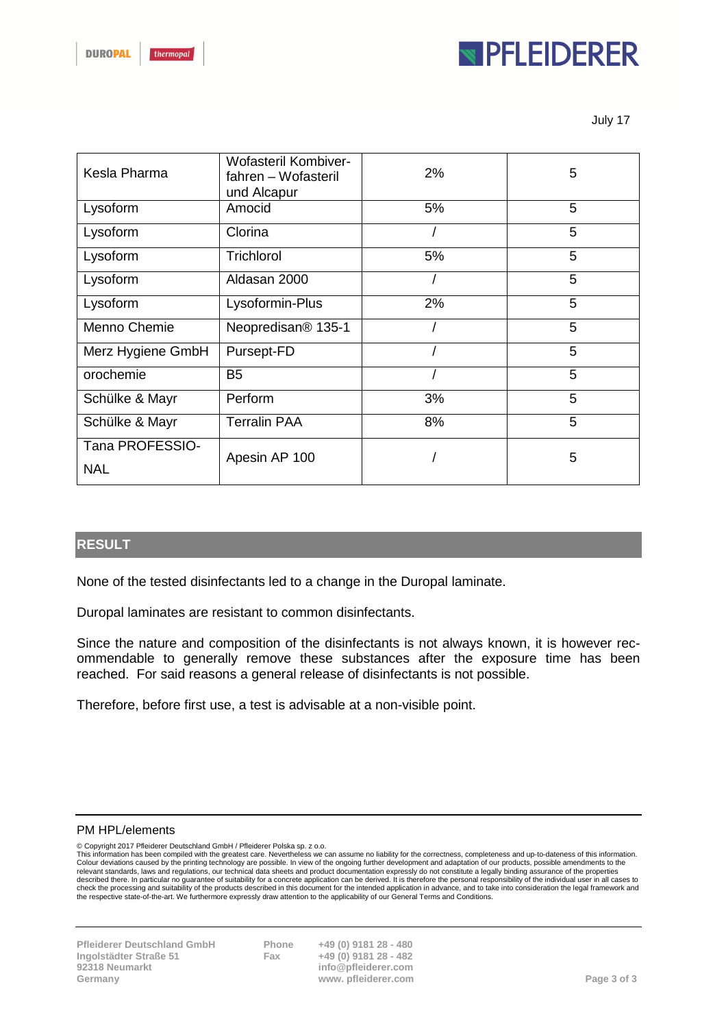July 17

| | | | |
|---|---|---|---|
| Kesla Pharma | Wofasteril Kombiver-fahren – Wofasteril und Alcapur | 2% | 5 |
| Lysoform | Amocid | 5% | 5 |
| Lysoform | Clorina | / | 5 |
| Lysoform | Trichlorol | 5% | 5 |
| Lysoform | Aldasan 2000 | / | 5 |
| Lysoform | Lysoformin-Plus | 2% | 5 |
| Menno Chemie | Neopredisan® 135-1 | / | 5 |
| Merz Hygiene GmbH | Pursept-FD | / | 5 |
| orochemie | B5 | / | 5 |
| Schülke & Mayr | Perform | 3% | 5 |
| Schülke & Mayr | Terralin PAA | 8% | 5 |
| Tana PROFESSIO-NAL | Apesin AP 100 | / | 5 |

## RESULT

None of the tested disinfectants led to a change in the Duropal laminate.

Duropal laminates are resistant to common disinfectants.

Since the nature and composition of the disinfectants is not always known, it is however recommendable to generally remove these substances after the exposure time has been reached. For said reasons a general release of disinfectants is not possible.

Therefore, before first use, a test is advisable at a non-visible point.

PM HPL/elements

© Copyright 2017 Pfleiderer Deutschland GmbH / Pfleiderer Polska sp. z o.o.
This information has been compiled with the greatest care. Nevertheless we can assume no liability for the correctness, completeness and up-to-dateness of this information. Colour deviations caused by the printing technology are possible. In view of the ongoing further development and adaptation of our products, possible amendments to the relevant standards, laws and regulations, our technical data sheets and product documentation expressly do not constitute a legally binding assurance of the properties described there. In particular no guarantee of suitability for a concrete application can be derived. It is therefore the personal responsibility of the individual user in all cases to check the processing and suitability of the products described in this document for the intended application in advance, and to take into consideration the legal framework and the respective state-of-the-art. We furthermore expressly draw attention to the applicability of our General Terms and Conditions.

Pfleiderer Deutschland GmbH
Ingolstädter Straße 51
92318 Neumarkt
Germany

Phone +49 (0) 9181 28 - 480
Fax +49 (0) 9181 28 - 482
info@pfleiderer.com
www. pfleiderer.com